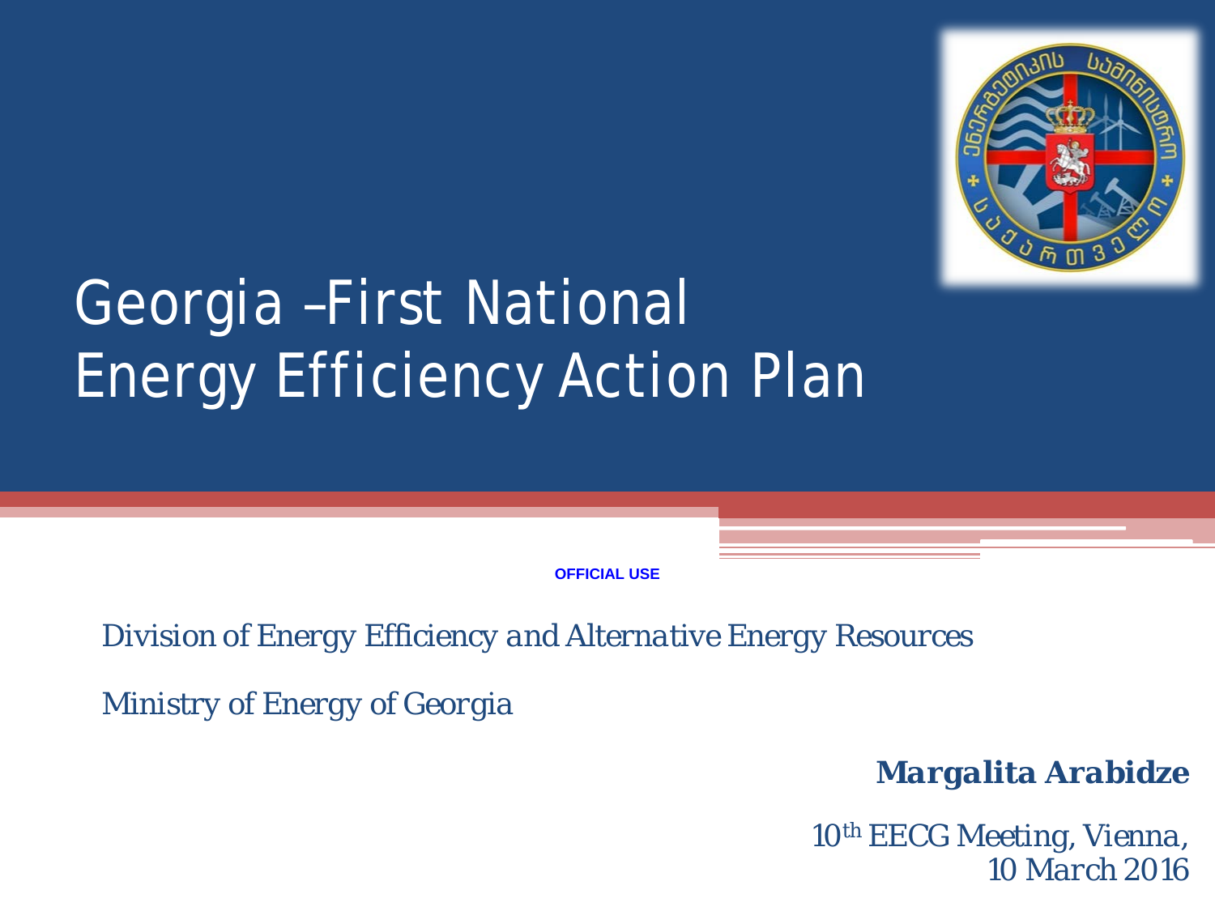# Georgia –First National Energy Efficiency Action Plan

OFFICIAL USE

*Division of Energy Efficiency and Alternative Energy Resources*

*Ministry of Energy of Georgia*

***Margalita Arabidze***

*10th EECG Meeting, Vienna, 10 March 2016*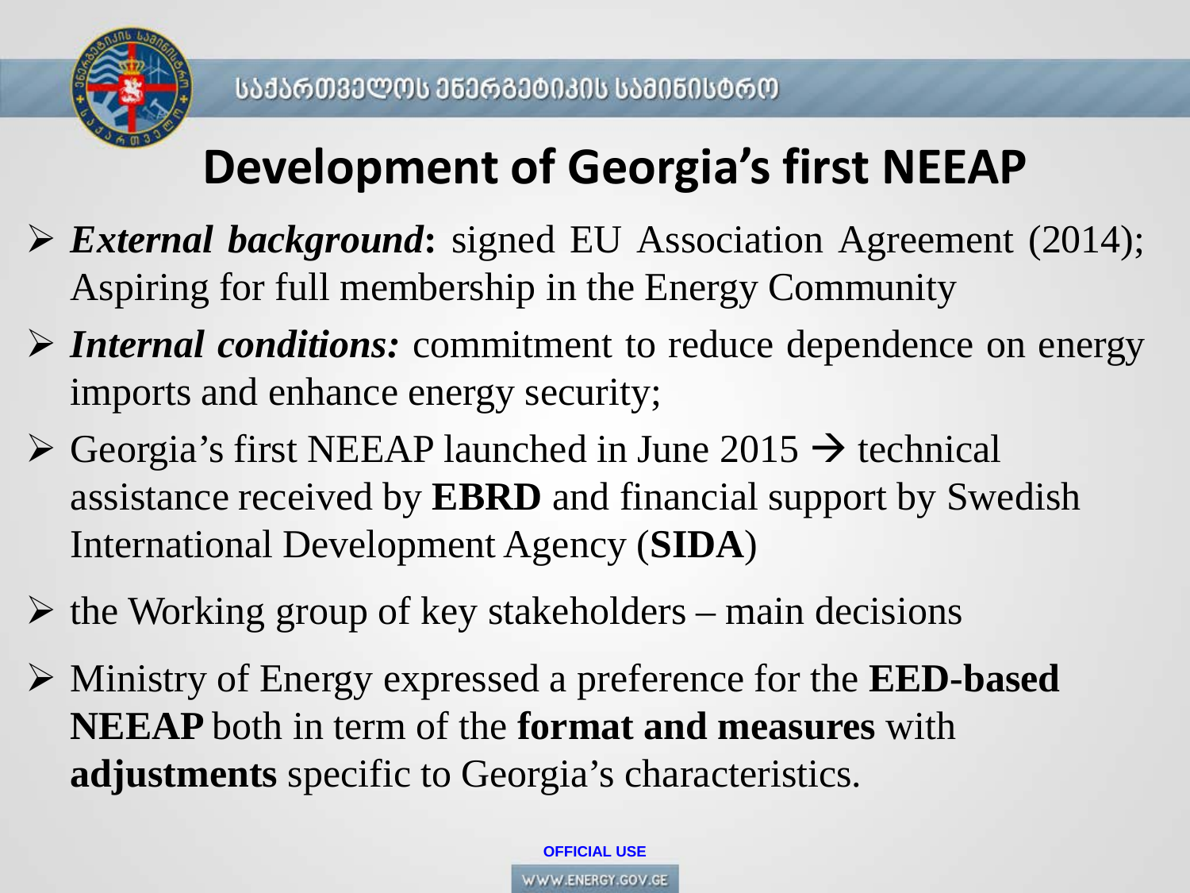# Development of Georgia's first NEEAP

- ***External background*:** signed EU Association Agreement (2014); Aspiring for full membership in the Energy Community
- ***Internal conditions:*** commitment to reduce dependence on energy imports and enhance energy security;
- Georgia's first NEEAP launched in June 2015 → technical assistance received by **EBRD** and financial support by Swedish International Development Agency (**SIDA**)
- the Working group of key stakeholders – main decisions
- Ministry of Energy expressed a preference for the **EED-based NEEAP** both in term of the **format and measures** with **adjustments** specific to Georgia's characteristics.

OFFICIAL USE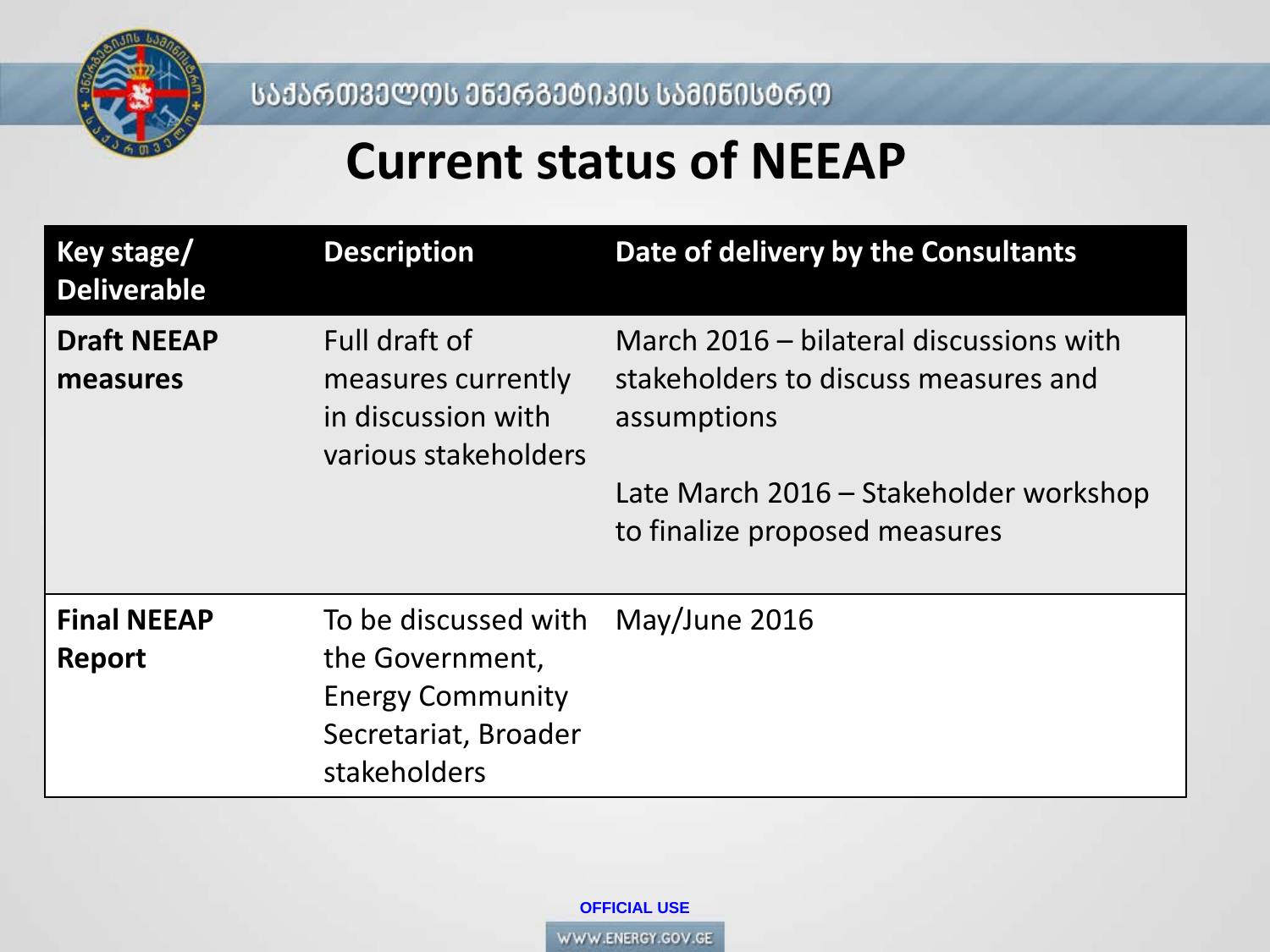# Current status of NEEAP

| Key stage/ Deliverable | Description | Date of delivery by the Consultants |
|---|---|---|
| **Draft NEEAP measures** | Full draft of measures currently in discussion with various stakeholders | March 2016 – bilateral discussions with stakeholders to discuss measures and assumptions<br><br>Late March 2016 – Stakeholder workshop to finalize proposed measures |
| **Final NEEAP Report** | To be discussed with the Government, Energy Community Secretariat, Broader stakeholders | May/June 2016 |

OFFICIAL USE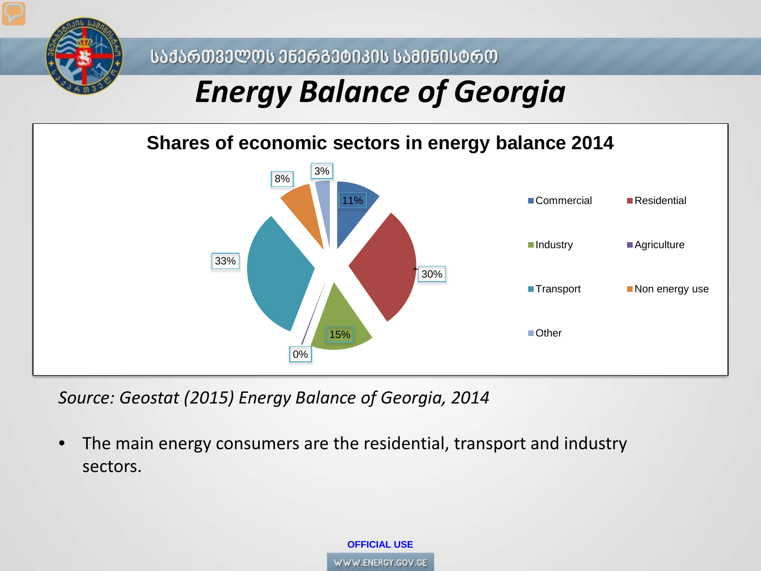საქართველოს ენერგეტიკის სამინისტრო

# Energy Balance of Georgia

## Shares of economic sectors in energy balance 2014

| Sector | Share |
|---|---|
| Commercial | 11% |
| Residential | 30% |
| Industry | 15% |
| Agriculture | 0% |
| Transport | 33% |
| Non energy use | 8% |
| Other | 3% |

*Source: Geostat (2015) Energy Balance of Georgia, 2014*

- The main energy consumers are the residential, transport and industry sectors.

OFFICIAL USE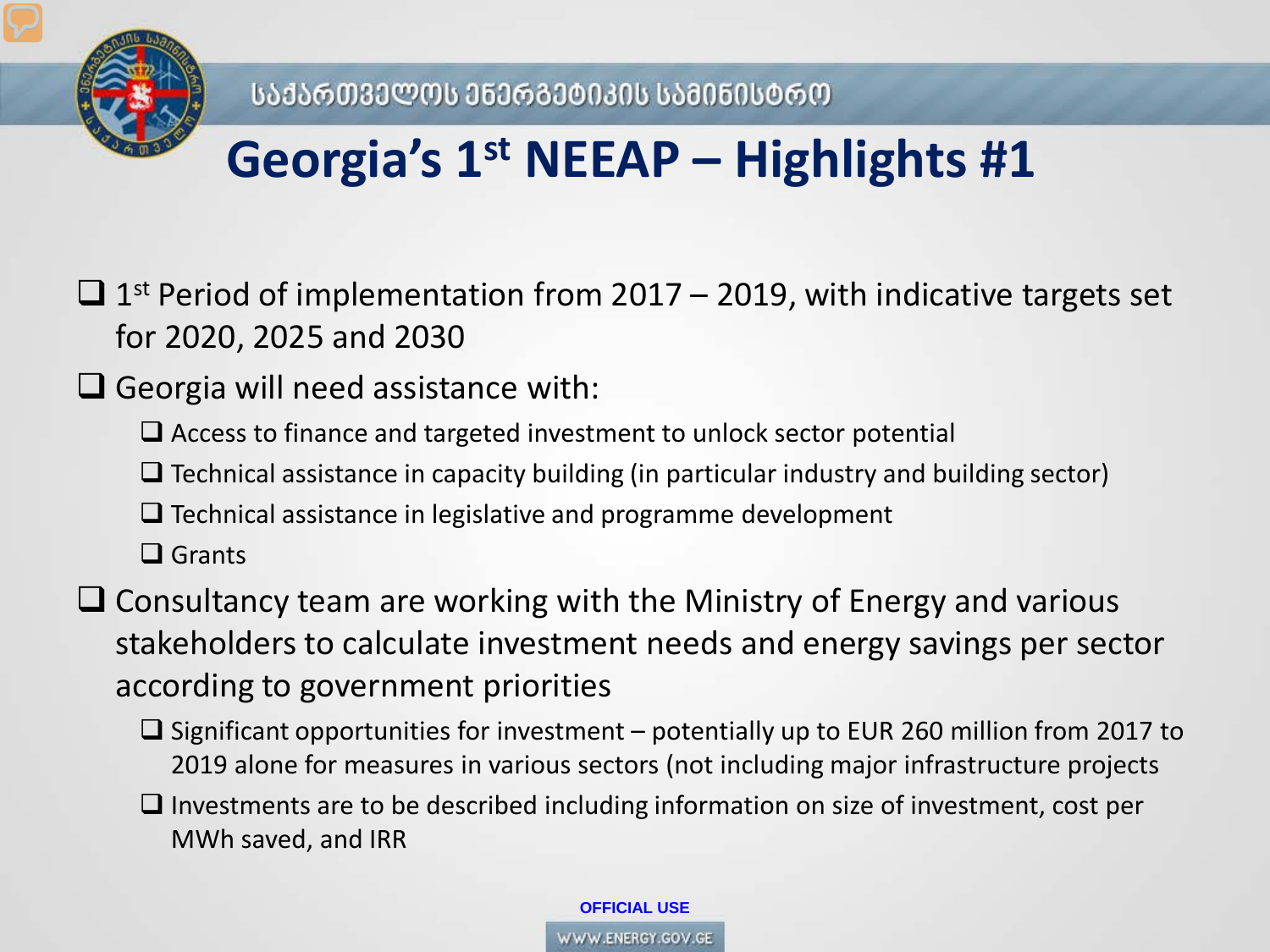# Georgia's 1st NEEAP – Highlights #1

- 1st Period of implementation from 2017 – 2019, with indicative targets set for 2020, 2025 and 2030
- Georgia will need assistance with:
  - Access to finance and targeted investment to unlock sector potential
  - Technical assistance in capacity building (in particular industry and building sector)
  - Technical assistance in legislative and programme development
  - Grants
- Consultancy team are working with the Ministry of Energy and various stakeholders to calculate investment needs and energy savings per sector according to government priorities
  - Significant opportunities for investment – potentially up to EUR 260 million from 2017 to 2019 alone for measures in various sectors (not including major infrastructure projects
  - Investments are to be described including information on size of investment, cost per MWh saved, and IRR

OFFICIAL USE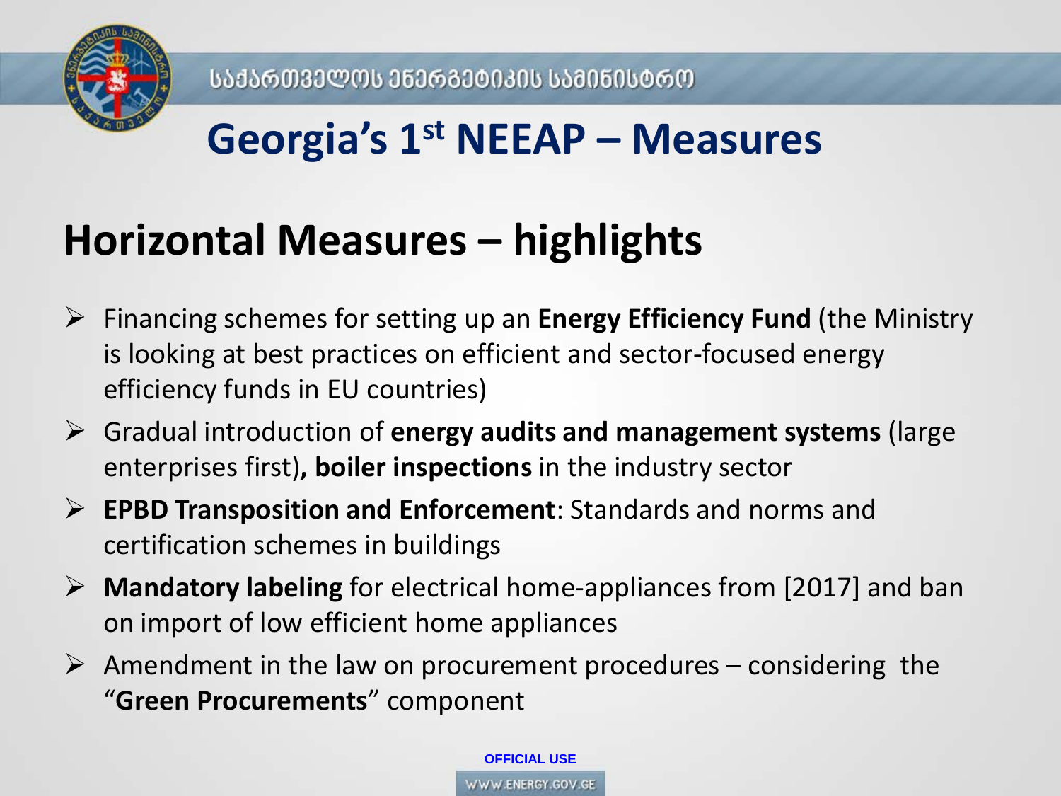## Georgia's 1st NEEAP – Measures

### Horizontal Measures – highlights

- Financing schemes for setting up an **Energy Efficiency Fund** (the Ministry is looking at best practices on efficient and sector-focused energy efficiency funds in EU countries)
- Gradual introduction of **energy audits and management systems** (large enterprises first)**, boiler inspections** in the industry sector
- **EPBD Transposition and Enforcement**: Standards and norms and certification schemes in buildings
- **Mandatory labeling** for electrical home-appliances from [2017] and ban on import of low efficient home appliances
- Amendment in the law on procurement procedures – considering the "**Green Procurements**" component

OFFICIAL USE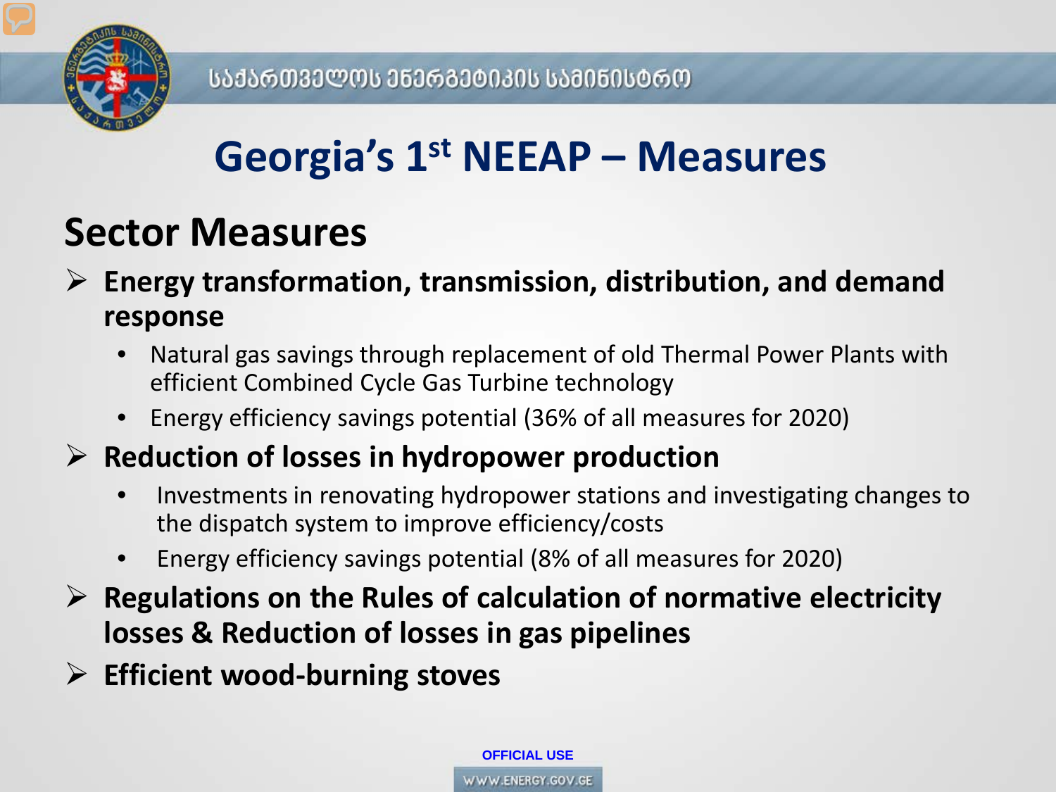# Georgia's 1st NEEAP – Measures

## Sector Measures

- **Energy transformation, transmission, distribution, and demand response**
  - Natural gas savings through replacement of old Thermal Power Plants with efficient Combined Cycle Gas Turbine technology
  - Energy efficiency savings potential (36% of all measures for 2020)
- **Reduction of losses in hydropower production**
  - Investments in renovating hydropower stations and investigating changes to the dispatch system to improve efficiency/costs
  - Energy efficiency savings potential (8% of all measures for 2020)
- **Regulations on the Rules of calculation of normative electricity losses & Reduction of losses in gas pipelines**
- **Efficient wood-burning stoves**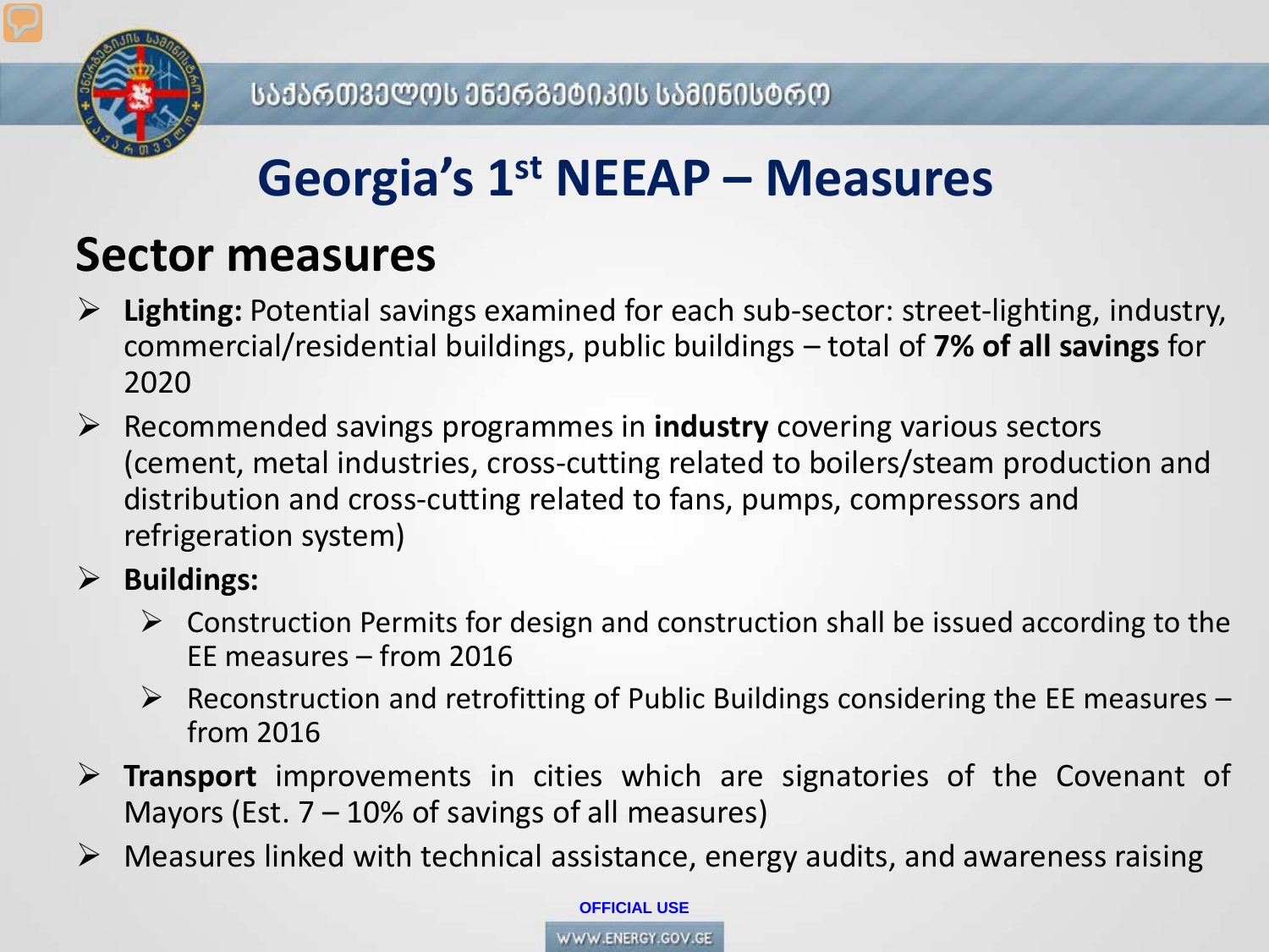# Georgia's 1st NEEAP – Measures

## Sector measures

- **Lighting:** Potential savings examined for each sub-sector: street-lighting, industry, commercial/residential buildings, public buildings – total of **7% of all savings** for 2020
- Recommended savings programmes in **industry** covering various sectors (cement, metal industries, cross-cutting related to boilers/steam production and distribution and cross-cutting related to fans, pumps, compressors and refrigeration system)
- **Buildings:**
  - Construction Permits for design and construction shall be issued according to the EE measures – from 2016
  - Reconstruction and retrofitting of Public Buildings considering the EE measures – from 2016
- **Transport** improvements in cities which are signatories of the Covenant of Mayors (Est. 7 – 10% of savings of all measures)
- Measures linked with technical assistance, energy audits, and awareness raising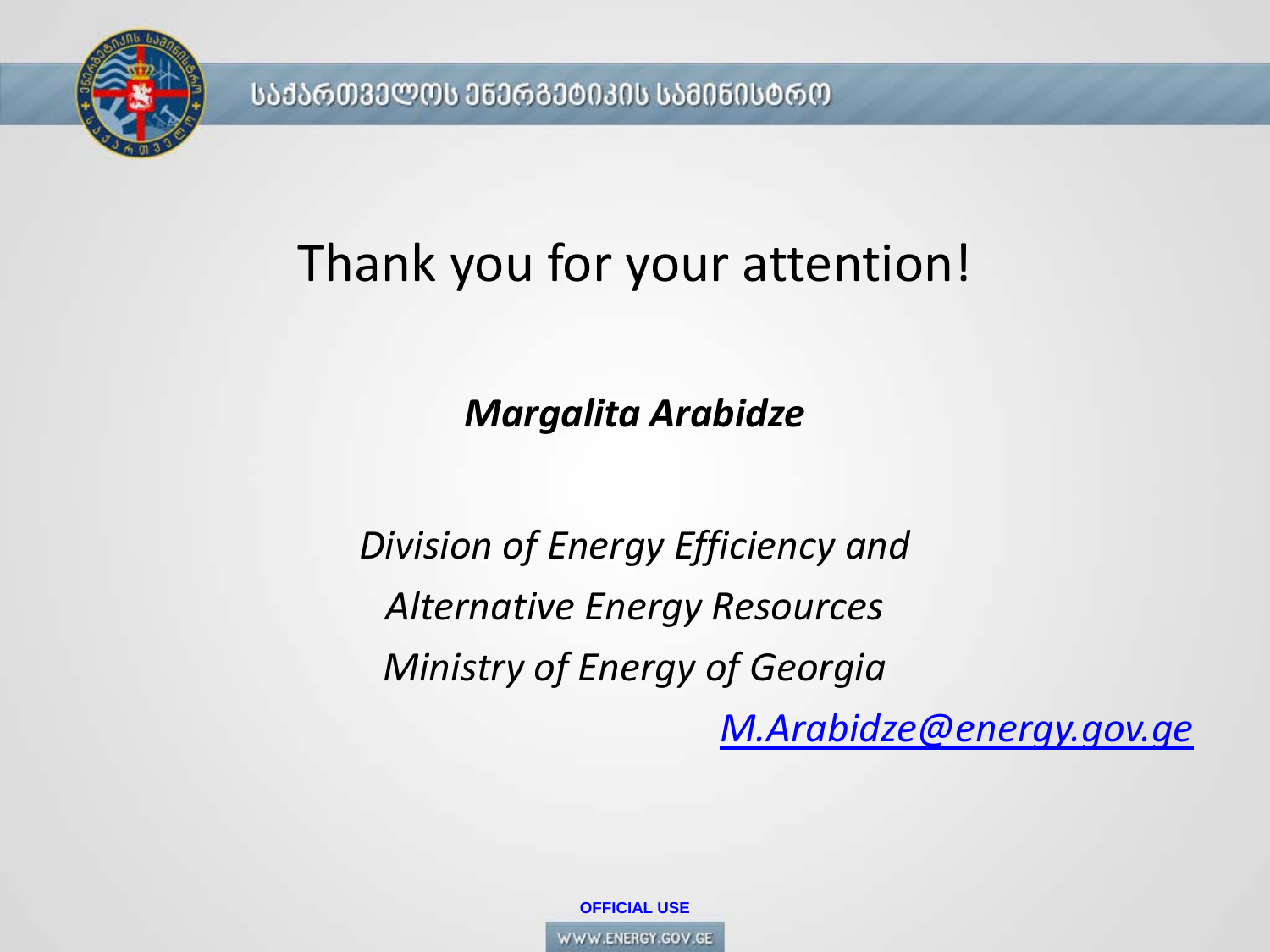# Thank you for your attention!

***Margalita Arabidze***

*Division of Energy Efficiency and*

*Alternative Energy Resources*

*Ministry of Energy of Georgia*

*M.Arabidze@energy.gov.ge*

OFFICIAL USE